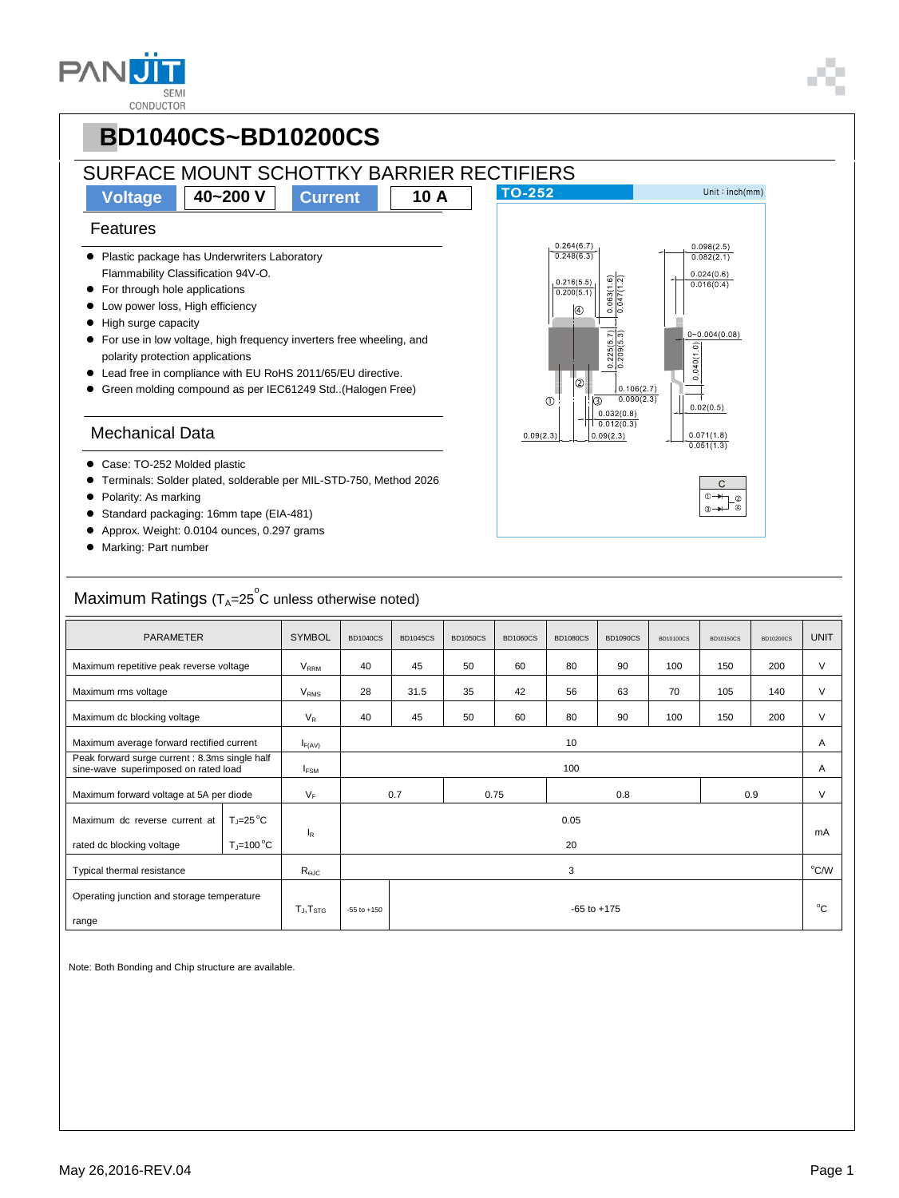# BD1040CS~BD10200CS

## SURFACE MOUNT SCHOTTKY BARRIER RECTIFIERS

**Voltage** 40~200 V **Current** 10 A

### Features

- Plastic package has Underwriters Laboratory Flammability Classification 94V-O.
- For through hole applications
- Low power loss, High efficiency
- High surge capacity
- For use in low voltage, high frequency inverters free wheeling, and polarity protection applications
- Lead free in compliance with EU RoHS 2011/65/EU directive.
- Green molding compound as per IEC61249 Std..(Halogen Free)

### Mechanical Data

- Case: TO-252 Molded plastic
- Terminals: Solder plated, solderable per MIL-STD-750, Method 2026
- Polarity: As marking
- Standard packaging: 16mm tape (EIA-481)
- Approx. Weight: 0.0104 ounces, 0.297 grams
- Marking: Part number

TO-252 Unit : inch(mm)

## Maximum Ratings ($T_A$=25 °C unless otherwise noted)

| PARAMETER | | SYMBOL | BD1040CS | BD1045CS | BD1050CS | BD1060CS | BD1080CS | BD1090CS | BD10100CS | BD10150CS | BD10200CS | UNIT |
|---|---|---|---|---|---|---|---|---|---|---|---|---|
| Maximum repetitive peak reverse voltage | | $V_{RRM}$ | 40 | 45 | 50 | 60 | 80 | 90 | 100 | 150 | 200 | V |
| Maximum rms voltage | | $V_{RMS}$ | 28 | 31.5 | 35 | 42 | 56 | 63 | 70 | 105 | 140 | V |
| Maximum dc blocking voltage | | $V_R$ | 40 | 45 | 50 | 60 | 80 | 90 | 100 | 150 | 200 | V |
| Maximum average forward rectified current | | $I_{F(AV)}$ | 10 | | | | | | | | | A |
| Peak forward surge current : 8.3ms single half sine-wave superimposed on rated load | | $I_{FSM}$ | 100 | | | | | | | | | A |
| Maximum forward voltage at 5A per diode | | $V_F$ | 0.7 | | 0.75 | | 0.8 | | | 0.9 | | V |
| Maximum dc reverse current at rated dc blocking voltage | $T_J$=25 °C | $I_R$ | 0.05 | | | | | | | | | mA |
| | $T_J$=100 °C | | 20 | | | | | | | | | |
| Typical thermal resistance | | $R_{\theta JC}$ | 3 | | | | | | | | | °C/W |
| Operating junction and storage temperature range | | $T_J$,$T_{STG}$ | -55 to +150 | -65 to +175 | | | | | | | | °C |

Note: Both Bonding and Chip structure are available.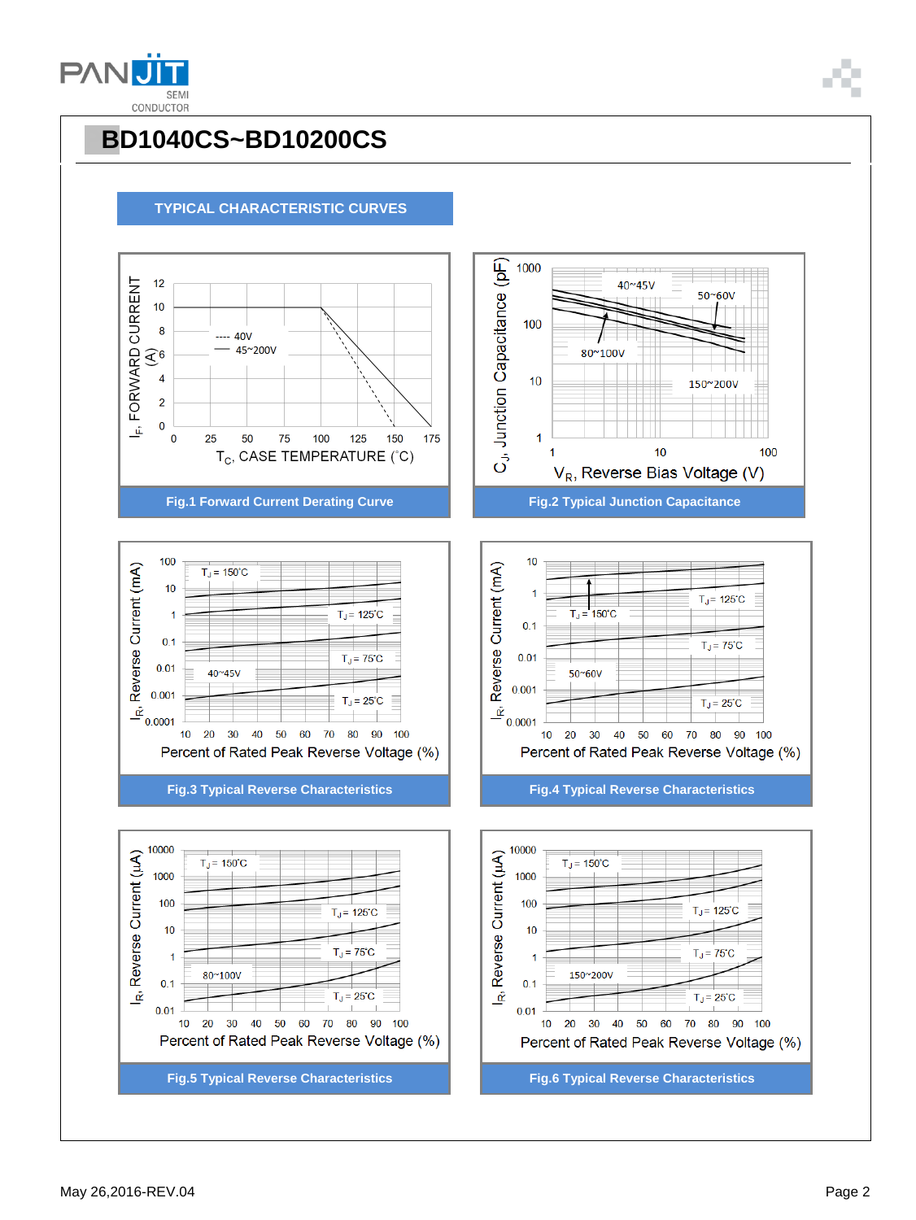# BD1040CS~BD10200CS

## TYPICAL CHARACTERISTIC CURVES

Fig.1 Forward Current Derating Curve

Fig.2 Typical Junction Capacitance

Fig.3 Typical Reverse Characteristics

Fig.4 Typical Reverse Characteristics

Fig.5 Typical Reverse Characteristics

Fig.6 Typical Reverse Characteristics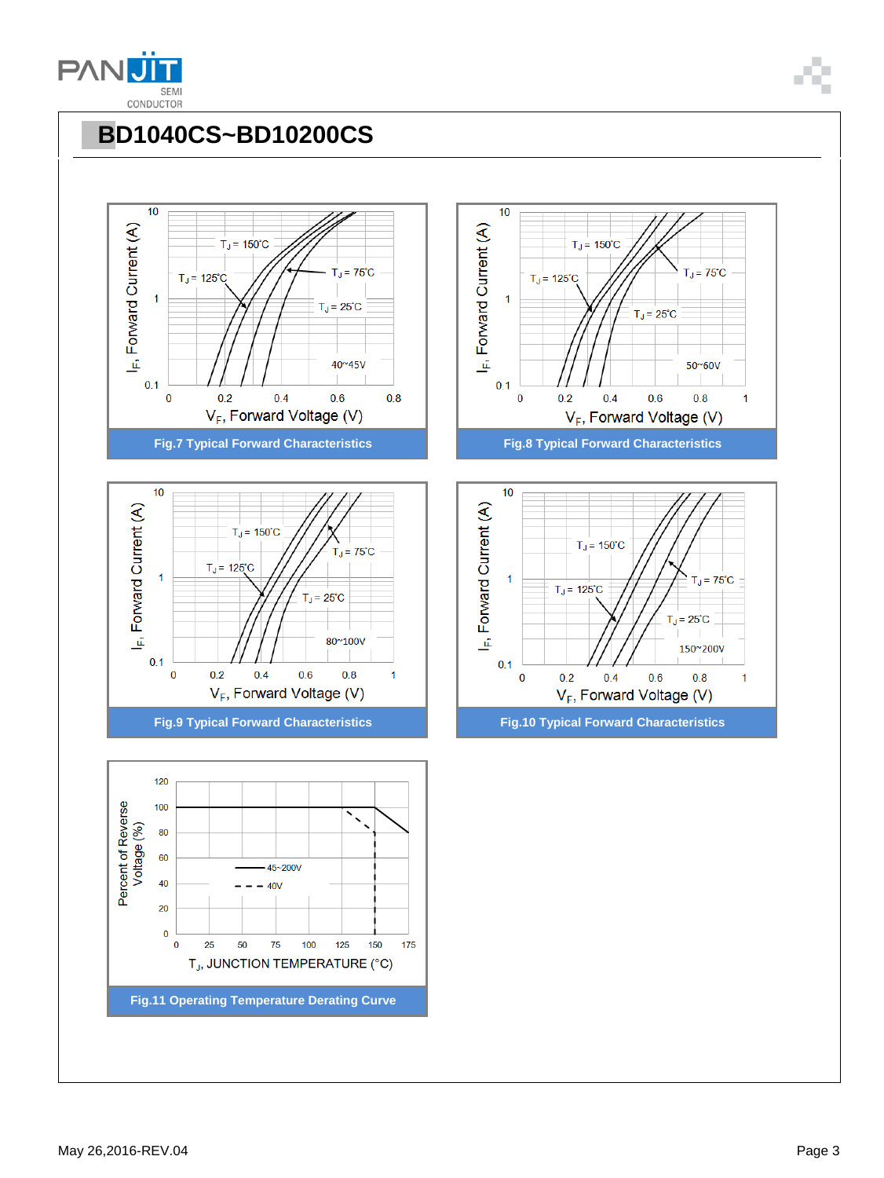# BD1040CS~BD10200CS

Fig.7 Typical Forward Characteristics

Fig.8 Typical Forward Characteristics

Fig.9 Typical Forward Characteristics

Fig.10 Typical Forward Characteristics

Fig.11 Operating Temperature Derating Curve

May 26,2016-REV.04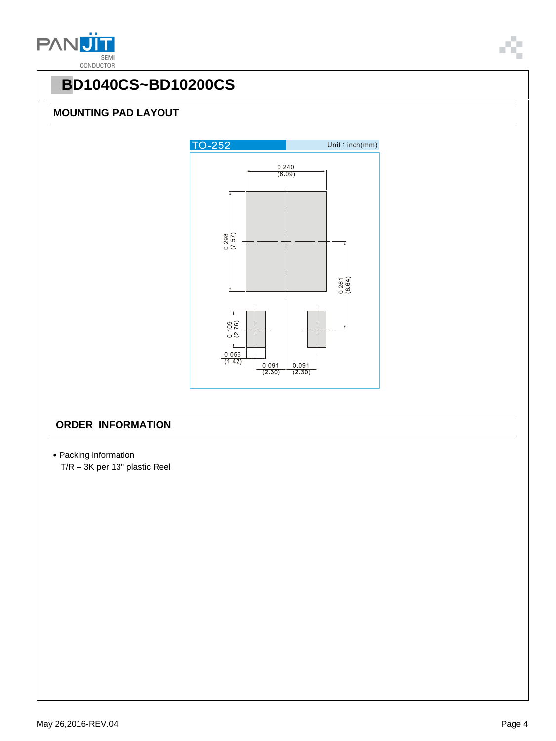# BD1040CS~BD10200CS

## MOUNTING PAD LAYOUT

TO-252 Unit : inch(mm)

0.240 (6.09)

0.298 (7.57)

0.261 (6.64)

0.109 (2.76)

0.056 (1.42)

0.091 (2.30)

0.091 (2.30)

## ORDER INFORMATION

- Packing information
  T/R – 3K per 13" plastic Reel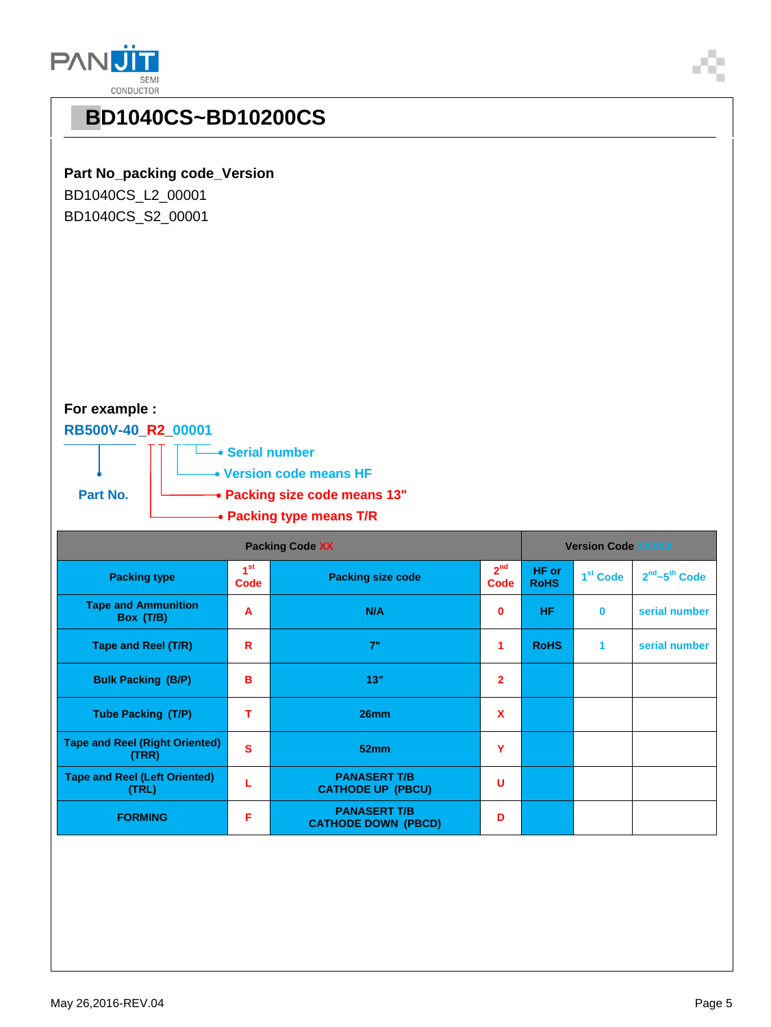# BD1040CS~BD10200CS

**Part No_packing code_Version**

BD1040CS_L2_00001

BD1040CS_S2_00001

**For example :**

**RB500V-40_R2_00001**

- Part No.
- Serial number
- Version code means HF
- Packing size code means 13"
- Packing type means T/R

| Packing Code XX | | | | Version Code XXXXX | | |
|---|---|---|---|---|---|---|
| Packing type | 1st Code | Packing size code | 2nd Code | HF or RoHS | 1st Code | 2nd~5th Code |
| Tape and Ammunition Box (T/B) | A | N/A | 0 | HF | 0 | serial number |
| Tape and Reel (T/R) | R | 7" | 1 | RoHS | 1 | serial number |
| Bulk Packing (B/P) | B | 13" | 2 | | | |
| Tube Packing (T/P) | T | 26mm | X | | | |
| Tape and Reel (Right Oriented) (TRR) | S | 52mm | Y | | | |
| Tape and Reel (Left Oriented) (TRL) | L | PANASERT T/B CATHODE UP (PBCU) | U | | | |
| FORMING | F | PANASERT T/B CATHODE DOWN (PBCD) | D | | | |

May 26,2016-REV.04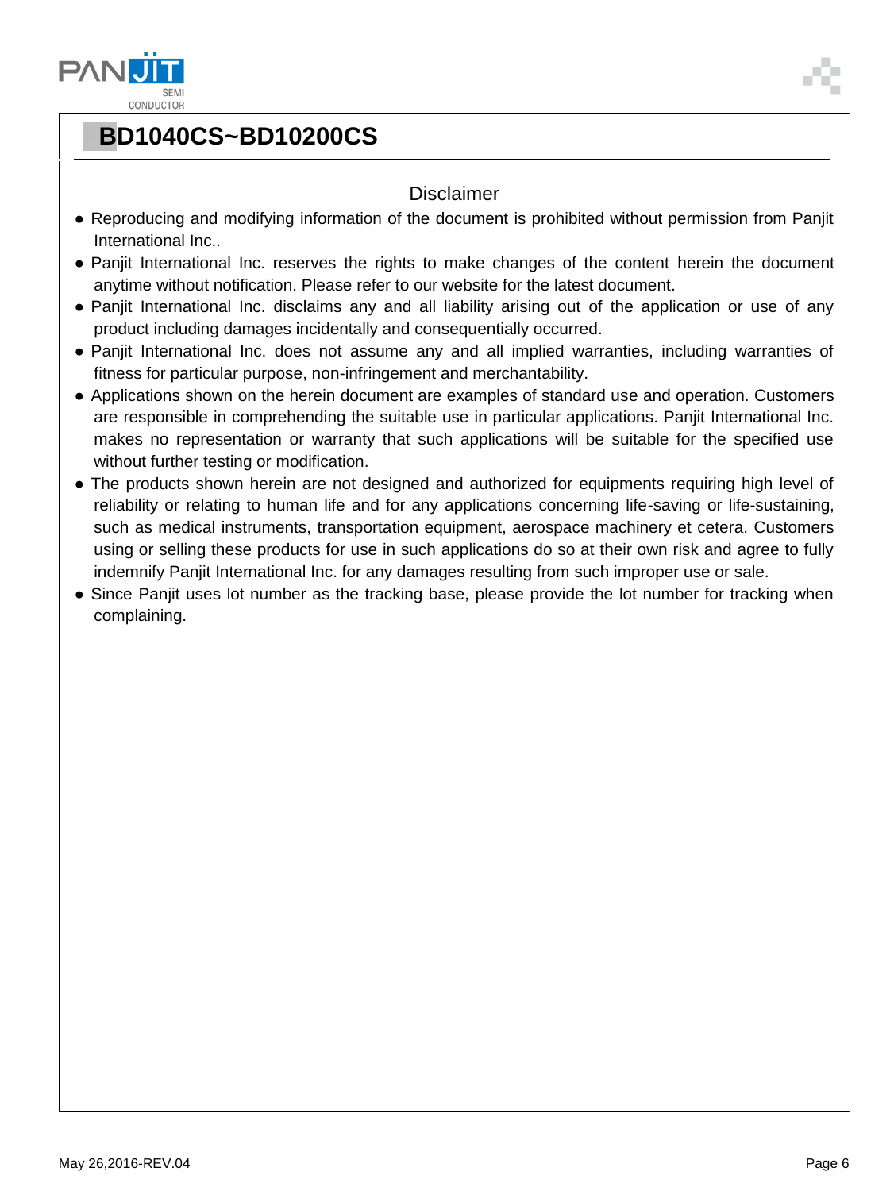## Disclaimer

- Reproducing and modifying information of the document is prohibited without permission from Panjit International Inc..
- Panjit International Inc. reserves the rights to make changes of the content herein the document anytime without notification. Please refer to our website for the latest document.
- Panjit International Inc. disclaims any and all liability arising out of the application or use of any product including damages incidentally and consequentially occurred.
- Panjit International Inc. does not assume any and all implied warranties, including warranties of fitness for particular purpose, non-infringement and merchantability.
- Applications shown on the herein document are examples of standard use and operation. Customers are responsible in comprehending the suitable use in particular applications. Panjit International Inc. makes no representation or warranty that such applications will be suitable for the specified use without further testing or modification.
- The products shown herein are not designed and authorized for equipments requiring high level of reliability or relating to human life and for any applications concerning life-saving or life-sustaining, such as medical instruments, transportation equipment, aerospace machinery et cetera. Customers using or selling these products for use in such applications do so at their own risk and agree to fully indemnify Panjit International Inc. for any damages resulting from such improper use or sale.
- Since Panjit uses lot number as the tracking base, please provide the lot number for tracking when complaining.